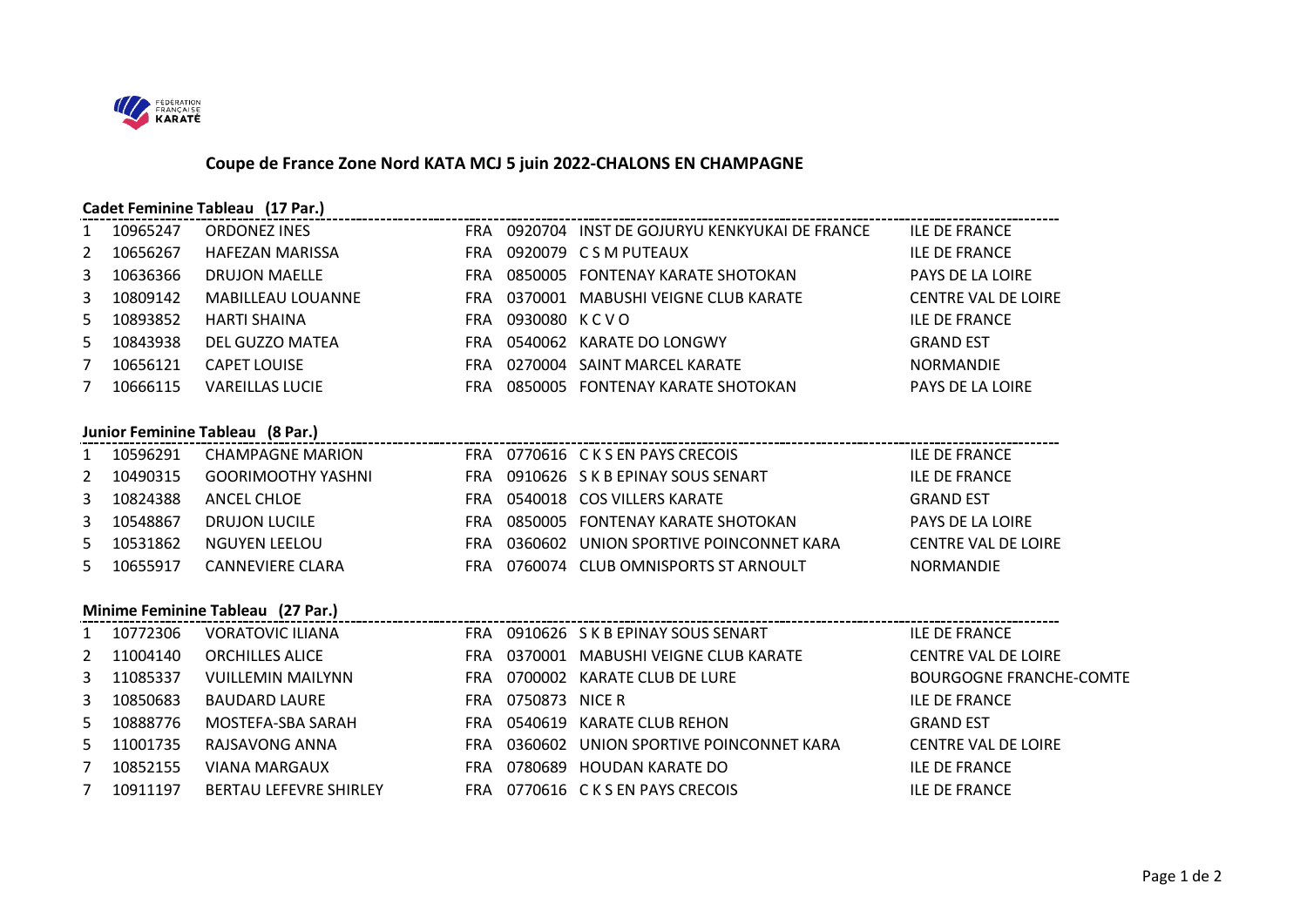# Coupe de France Zone Nord KATA MCJ 5 juin 2022-CHALONS EN CHAMPAGNE

## Cadet Feminine Tableau (17 Par.)

| | | | | | | |
|---|---|---|---|---|---|---|
| 1 | 10965247 | ORDONEZ INES | FRA | 0920704 | INST DE GOJURYU KENKYUKAI DE FRANCE | ILE DE FRANCE |
| 2 | 10656267 | HAFEZAN MARISSA | FRA | 0920079 | C S M PUTEAUX | ILE DE FRANCE |
| 3 | 10636366 | DRUJON MAELLE | FRA | 0850005 | FONTENAY KARATE SHOTOKAN | PAYS DE LA LOIRE |
| 3 | 10809142 | MABILLEAU LOUANNE | FRA | 0370001 | MABUSHI VEIGNE CLUB KARATE | CENTRE VAL DE LOIRE |
| 5 | 10893852 | HARTI SHAINA | FRA | 0930080 | K C V O | ILE DE FRANCE |
| 5 | 10843938 | DEL GUZZO MATEA | FRA | 0540062 | KARATE DO LONGWY | GRAND EST |
| 7 | 10656121 | CAPET LOUISE | FRA | 0270004 | SAINT MARCEL KARATE | NORMANDIE |
| 7 | 10666115 | VAREILLAS LUCIE | FRA | 0850005 | FONTENAY KARATE SHOTOKAN | PAYS DE LA LOIRE |

## Junior Feminine Tableau (8 Par.)

| | | | | | | |
|---|---|---|---|---|---|---|
| 1 | 10596291 | CHAMPAGNE MARION | FRA | 0770616 | C K S EN PAYS CRECOIS | ILE DE FRANCE |
| 2 | 10490315 | GOORIMOOTHY YASHNI | FRA | 0910626 | S K B EPINAY SOUS SENART | ILE DE FRANCE |
| 3 | 10824388 | ANCEL CHLOE | FRA | 0540018 | COS VILLERS KARATE | GRAND EST |
| 3 | 10548867 | DRUJON LUCILE | FRA | 0850005 | FONTENAY KARATE SHOTOKAN | PAYS DE LA LOIRE |
| 5 | 10531862 | NGUYEN LEELOU | FRA | 0360602 | UNION SPORTIVE POINCONNET KARA | CENTRE VAL DE LOIRE |
| 5 | 10655917 | CANNEVIERE CLARA | FRA | 0760074 | CLUB OMNISPORTS ST ARNOULT | NORMANDIE |

## Minime Feminine Tableau (27 Par.)

| | | | | | | |
|---|---|---|---|---|---|---|
| 1 | 10772306 | VORATOVIC ILIANA | FRA | 0910626 | S K B EPINAY SOUS SENART | ILE DE FRANCE |
| 2 | 11004140 | ORCHILLES ALICE | FRA | 0370001 | MABUSHI VEIGNE CLUB KARATE | CENTRE VAL DE LOIRE |
| 3 | 11085337 | VUILLEMIN MAILYNN | FRA | 0700002 | KARATE CLUB DE LURE | BOURGOGNE FRANCHE-COMTE |
| 3 | 10850683 | BAUDARD LAURE | FRA | 0750873 | NICE R | ILE DE FRANCE |
| 5 | 10888776 | MOSTEFA-SBA SARAH | FRA | 0540619 | KARATE CLUB REHON | GRAND EST |
| 5 | 11001735 | RAJSAVONG ANNA | FRA | 0360602 | UNION SPORTIVE POINCONNET KARA | CENTRE VAL DE LOIRE |
| 7 | 10852155 | VIANA MARGAUX | FRA | 0780689 | HOUDAN KARATE DO | ILE DE FRANCE |
| 7 | 10911197 | BERTAU LEFEVRE SHIRLEY | FRA | 0770616 | C K S EN PAYS CRECOIS | ILE DE FRANCE |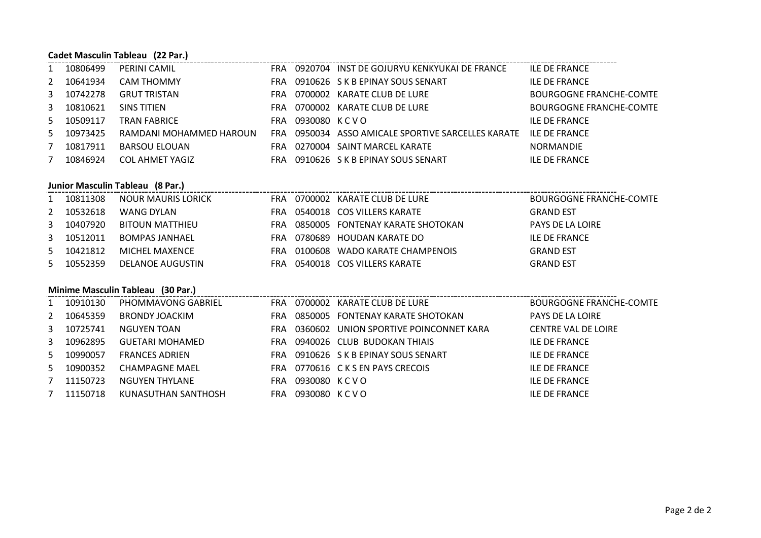**Cadet Masculin Tableau (22 Par.)**

| | | | | | | |
|---|---|---|---|---|---|---|
| 1 | 10806499 | PERINI CAMIL | FRA | 0920704 | INST DE GOJURYU KENKYUKAI DE FRANCE | ILE DE FRANCE |
| 2 | 10641934 | CAM THOMMY | FRA | 0910626 | S K B EPINAY SOUS SENART | ILE DE FRANCE |
| 3 | 10742278 | GRUT TRISTAN | FRA | 0700002 | KARATE CLUB DE LURE | BOURGOGNE FRANCHE-COMTE |
| 3 | 10810621 | SINS TITIEN | FRA | 0700002 | KARATE CLUB DE LURE | BOURGOGNE FRANCHE-COMTE |
| 5 | 10509117 | TRAN FABRICE | FRA | 0930080 | K C V O | ILE DE FRANCE |
| 5 | 10973425 | RAMDANI MOHAMMED HAROUN | FRA | 0950034 | ASSO AMICALE SPORTIVE SARCELLES KARATE | ILE DE FRANCE |
| 7 | 10817911 | BARSOU ELOUAN | FRA | 0270004 | SAINT MARCEL KARATE | NORMANDIE |
| 7 | 10846924 | COL AHMET YAGIZ | FRA | 0910626 | S K B EPINAY SOUS SENART | ILE DE FRANCE |

**Junior Masculin Tableau (8 Par.)**

| | | | | | | |
|---|---|---|---|---|---|---|
| 1 | 10811308 | NOUR MAURIS LORICK | FRA | 0700002 | KARATE CLUB DE LURE | BOURGOGNE FRANCHE-COMTE |
| 2 | 10532618 | WANG DYLAN | FRA | 0540018 | COS VILLERS KARATE | GRAND EST |
| 3 | 10407920 | BITOUN MATTHIEU | FRA | 0850005 | FONTENAY KARATE SHOTOKAN | PAYS DE LA LOIRE |
| 3 | 10512011 | BOMPAS JANHAEL | FRA | 0780689 | HOUDAN KARATE DO | ILE DE FRANCE |
| 5 | 10421812 | MICHEL MAXENCE | FRA | 0100608 | WADO KARATE CHAMPENOIS | GRAND EST |
| 5 | 10552359 | DELANOE AUGUSTIN | FRA | 0540018 | COS VILLERS KARATE | GRAND EST |

**Minime Masculin Tableau (30 Par.)**

| | | | | | | |
|---|---|---|---|---|---|---|
| 1 | 10910130 | PHOMMAVONG GABRIEL | FRA | 0700002 | KARATE CLUB DE LURE | BOURGOGNE FRANCHE-COMTE |
| 2 | 10645359 | BRONDY JOACKIM | FRA | 0850005 | FONTENAY KARATE SHOTOKAN | PAYS DE LA LOIRE |
| 3 | 10725741 | NGUYEN TOAN | FRA | 0360602 | UNION SPORTIVE POINCONNET KARA | CENTRE VAL DE LOIRE |
| 3 | 10962895 | GUETARI MOHAMED | FRA | 0940026 | CLUB BUDOKAN THIAIS | ILE DE FRANCE |
| 5 | 10990057 | FRANCES ADRIEN | FRA | 0910626 | S K B EPINAY SOUS SENART | ILE DE FRANCE |
| 5 | 10900352 | CHAMPAGNE MAEL | FRA | 0770616 | C K S EN PAYS CRECOIS | ILE DE FRANCE |
| 7 | 11150723 | NGUYEN THYLANE | FRA | 0930080 | K C V O | ILE DE FRANCE |
| 7 | 11150718 | KUNASUTHAN SANTHOSH | FRA | 0930080 | K C V O | ILE DE FRANCE |